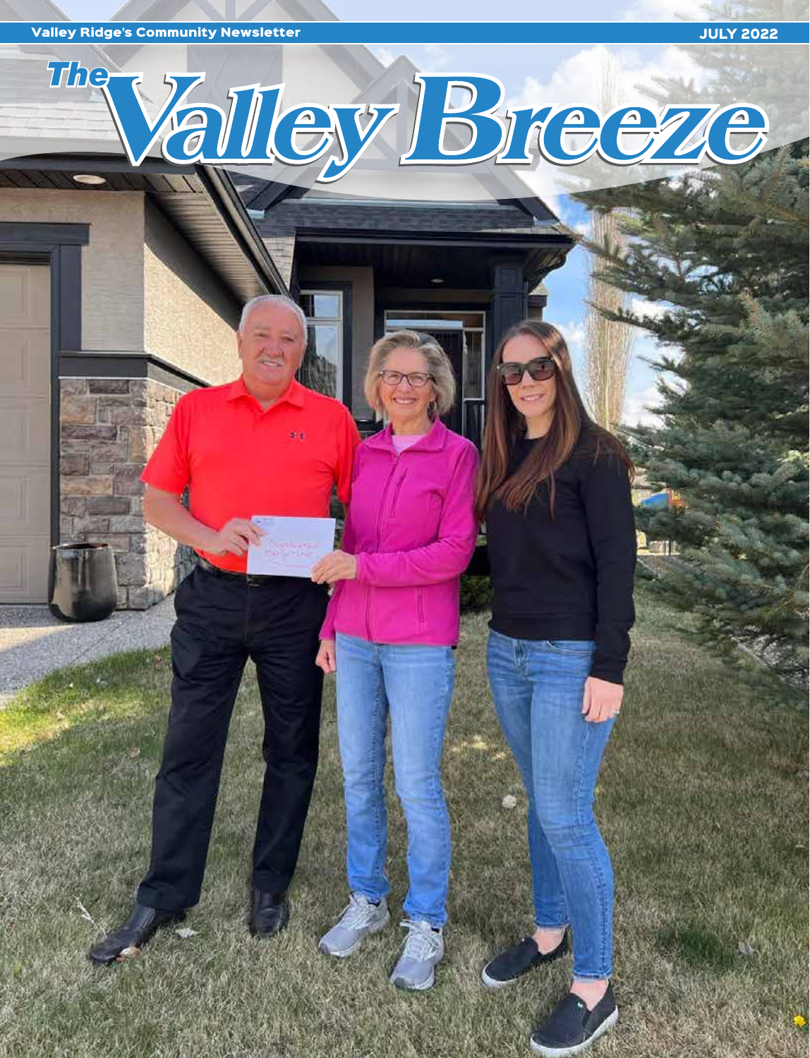Valley Ridge's Community Newsletter

JULY 2022

# The Valley Breeze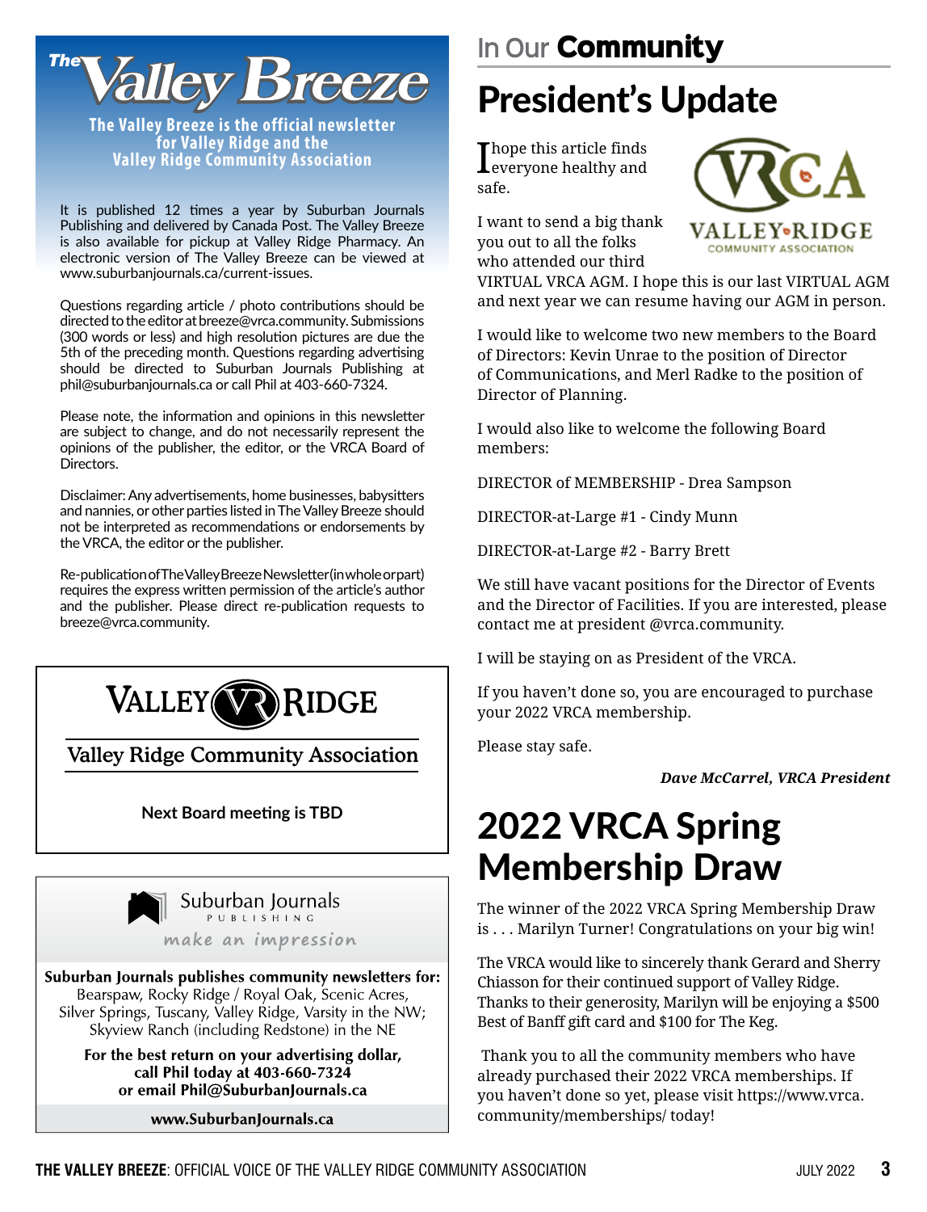# The Valley Breeze

**The Valley Breeze is the official newsletter for Valley Ridge and the Valley Ridge Community Association**

It is published 12 times a year by Suburban Journals Publishing and delivered by Canada Post. The Valley Breeze is also available for pickup at Valley Ridge Pharmacy. An electronic version of The Valley Breeze can be viewed at www.suburbanjournals.ca/current-issues.

Questions regarding article / photo contributions should be directed to the editor at breeze@vrca.community. Submissions (300 words or less) and high resolution pictures are due the 5th of the preceding month. Questions regarding advertising should be directed to Suburban Journals Publishing at phil@suburbanjournals.ca or call Phil at 403-660-7324.

Please note, the information and opinions in this newsletter are subject to change, and do not necessarily represent the opinions of the publisher, the editor, or the VRCA Board of Directors.

Disclaimer: Any advertisements, home businesses, babysitters and nannies, or other parties listed in The Valley Breeze should not be interpreted as recommendations or endorsements by the VRCA, the editor or the publisher.

Re-publication of The Valley Breeze Newsletter (in whole or part) requires the express written permission of the article's author and the publisher. Please direct re-publication requests to breeze@vrca.community.

---

**Valley Ridge**

**Valley Ridge Community Association**

**Next Board meeting is TBD**

---

Suburban Journals Publishing

*make an impression*

**Suburban Journals publishes community newsletters for:**
Bearspaw, Rocky Ridge / Royal Oak, Scenic Acres, Silver Springs, Tuscany, Valley Ridge, Varsity in the NW; Skyview Ranch (including Redstone) in the NE

**For the best return on your advertising dollar, call Phil today at 403-660-7324 or email Phil@SuburbanJournals.ca**

**www.SuburbanJournals.ca**

---

In Our **Community**

# President's Update

I hope this article finds everyone healthy and safe.

VRCA Valley Ridge Community Association

I want to send a big thank you out to all the folks who attended our third VIRTUAL VRCA AGM. I hope this is our last VIRTUAL AGM and next year we can resume having our AGM in person.

I would like to welcome two new members to the Board of Directors: Kevin Unrae to the position of Director of Communications, and Merl Radke to the position of Director of Planning.

I would also like to welcome the following Board members:

DIRECTOR of MEMBERSHIP - Drea Sampson

DIRECTOR-at-Large #1 - Cindy Munn

DIRECTOR-at-Large #2 - Barry Brett

We still have vacant positions for the Director of Events and the Director of Facilities. If you are interested, please contact me at president @vrca.community.

I will be staying on as President of the VRCA.

If you haven't done so, you are encouraged to purchase your 2022 VRCA membership.

Please stay safe.

***Dave McCarrel, VRCA President***

# 2022 VRCA Spring Membership Draw

The winner of the 2022 VRCA Spring Membership Draw is . . . Marilyn Turner! Congratulations on your big win!

The VRCA would like to sincerely thank Gerard and Sherry Chiasson for their continued support of Valley Ridge. Thanks to their generosity, Marilyn will be enjoying a $500 Best of Banff gift card and $100 for The Keg.

Thank you to all the community members who have already purchased their 2022 VRCA memberships. If you haven't done so yet, please visit https://www.vrca.community/memberships/ today!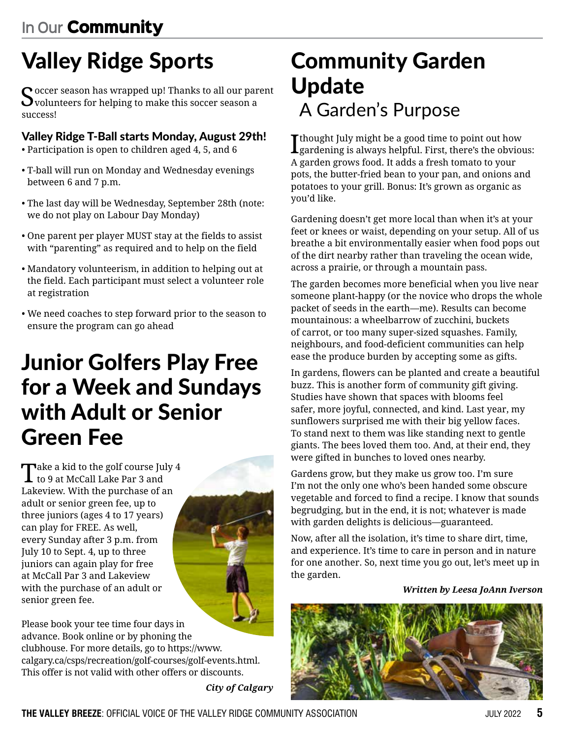# Valley Ridge Sports

Soccer season has wrapped up! Thanks to all our parent volunteers for helping to make this soccer season a success!

### Valley Ridge T-Ball starts Monday, August 29th!

- Participation is open to children aged 4, 5, and 6
- T-ball will run on Monday and Wednesday evenings between 6 and 7 p.m.
- The last day will be Wednesday, September 28th (note: we do not play on Labour Day Monday)
- One parent per player MUST stay at the fields to assist with "parenting" as required and to help on the field
- Mandatory volunteerism, in addition to helping out at the field. Each participant must select a volunteer role at registration
- We need coaches to step forward prior to the season to ensure the program can go ahead

# Junior Golfers Play Free for a Week and Sundays with Adult or Senior Green Fee

Take a kid to the golf course July 4 to 9 at McCall Lake Par 3 and Lakeview. With the purchase of an adult or senior green fee, up to three juniors (ages 4 to 17 years) can play for FREE. As well, every Sunday after 3 p.m. from July 10 to Sept. 4, up to three juniors can again play for free at McCall Par 3 and Lakeview with the purchase of an adult or senior green fee.

Please book your tee time four days in advance. Book online or by phoning the clubhouse. For more details, go to https://www.calgary.ca/csps/recreation/golf-courses/golf-events.html. This offer is not valid with other offers or discounts.

***City of Calgary***

# Community Garden Update

## A Garden's Purpose

I thought July might be a good time to point out how gardening is always helpful. First, there's the obvious: A garden grows food. It adds a fresh tomato to your pots, the butter-fried bean to your pan, and onions and potatoes to your grill. Bonus: It's grown as organic as you'd like.

Gardening doesn't get more local than when it's at your feet or knees or waist, depending on your setup. All of us breathe a bit environmentally easier when food pops out of the dirt nearby rather than traveling the ocean wide, across a prairie, or through a mountain pass.

The garden becomes more beneficial when you live near someone plant-happy (or the novice who drops the whole packet of seeds in the earth—me). Results can become mountainous: a wheelbarrow of zucchini, buckets of carrot, or too many super-sized squashes. Family, neighbours, and food-deficient communities can help ease the produce burden by accepting some as gifts.

In gardens, flowers can be planted and create a beautiful buzz. This is another form of community gift giving. Studies have shown that spaces with blooms feel safer, more joyful, connected, and kind. Last year, my sunflowers surprised me with their big yellow faces. To stand next to them was like standing next to gentle giants. The bees loved them too. And, at their end, they were gifted in bunches to loved ones nearby.

Gardens grow, but they make us grow too. I'm sure I'm not the only one who's been handed some obscure vegetable and forced to find a recipe. I know that sounds begrudging, but in the end, it is not; whatever is made with garden delights is delicious—guaranteed.

Now, after all the isolation, it's time to share dirt, time, and experience. It's time to care in person and in nature for one another. So, next time you go out, let's meet up in the garden.

***Written by Leesa JoAnn Iverson***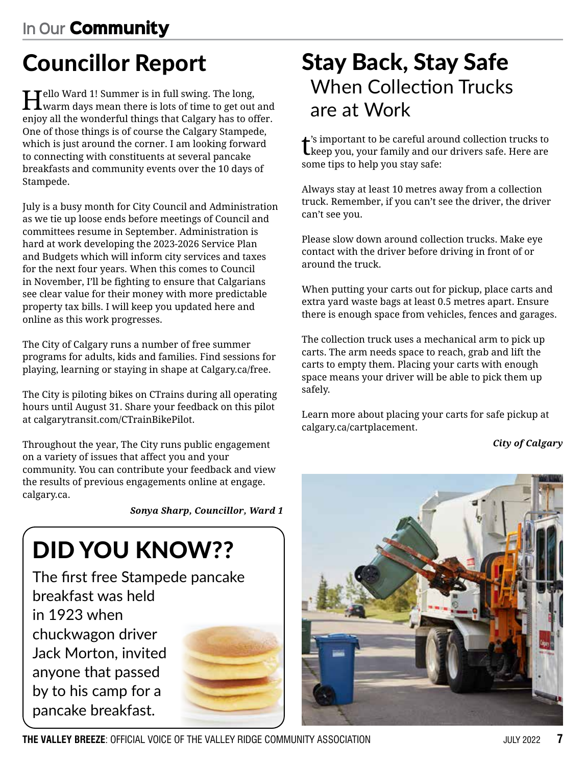In Our **Community**

# Councillor Report

Hello Ward 1! Summer is in full swing. The long, warm days mean there is lots of time to get out and enjoy all the wonderful things that Calgary has to offer. One of those things is of course the Calgary Stampede, which is just around the corner. I am looking forward to connecting with constituents at several pancake breakfasts and community events over the 10 days of Stampede.

July is a busy month for City Council and Administration as we tie up loose ends before meetings of Council and committees resume in September. Administration is hard at work developing the 2023-2026 Service Plan and Budgets which will inform city services and taxes for the next four years. When this comes to Council in November, I'll be fighting to ensure that Calgarians see clear value for their money with more predictable property tax bills. I will keep you updated here and online as this work progresses.

The City of Calgary runs a number of free summer programs for adults, kids and families. Find sessions for playing, learning or staying in shape at Calgary.ca/free.

The City is piloting bikes on CTrains during all operating hours until August 31. Share your feedback on this pilot at calgarytransit.com/CTrainBikePilot.

Throughout the year, The City runs public engagement on a variety of issues that affect you and your community. You can contribute your feedback and view the results of previous engagements online at engage.calgary.ca.

***Sonya Sharp, Councillor, Ward 1***

## DID YOU KNOW??

The first free Stampede pancake breakfast was held in 1923 when chuckwagon driver Jack Morton, invited anyone that passed by to his camp for a pancake breakfast.

# Stay Back, Stay Safe

## When Collection Trucks are at Work

It's important to be careful around collection trucks to keep you, your family and our drivers safe. Here are some tips to help you stay safe:

Always stay at least 10 metres away from a collection truck. Remember, if you can't see the driver, the driver can't see you.

Please slow down around collection trucks. Make eye contact with the driver before driving in front of or around the truck.

When putting your carts out for pickup, place carts and extra yard waste bags at least 0.5 metres apart. Ensure there is enough space from vehicles, fences and garages.

The collection truck uses a mechanical arm to pick up carts. The arm needs space to reach, grab and lift the carts to empty them. Placing your carts with enough space means your driver will be able to pick them up safely.

Learn more about placing your carts for safe pickup at calgary.ca/cartplacement.

***City of Calgary***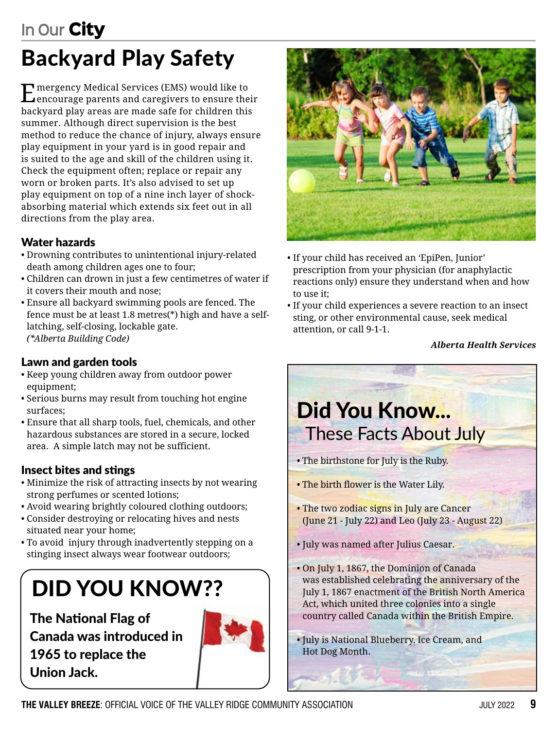## In Our City

# Backyard Play Safety

Emergency Medical Services (EMS) would like to encourage parents and caregivers to ensure their backyard play areas are made safe for children this summer. Although direct supervision is the best method to reduce the chance of injury, always ensure play equipment in your yard is in good repair and is suited to the age and skill of the children using it. Check the equipment often; replace or repair any worn or broken parts. It's also advised to set up play equipment on top of a nine inch layer of shock-absorbing material which extends six feet out in all directions from the play area.

### Water hazards

- Drowning contributes to unintentional injury-related death among children ages one to four;
- Children can drown in just a few centimetres of water if it covers their mouth and nose;
- Ensure all backyard swimming pools are fenced. The fence must be at least 1.8 metres(*) high and have a self-latching, self-closing, lockable gate.
  *(*Alberta Building Code)*

### Lawn and garden tools

- Keep young children away from outdoor power equipment;
- Serious burns may result from touching hot engine surfaces;
- Ensure that all sharp tools, fuel, chemicals, and other hazardous substances are stored in a secure, locked area. A simple latch may not be sufficient.

### Insect bites and stings

- Minimize the risk of attracting insects by not wearing strong perfumes or scented lotions;
- Avoid wearing brightly coloured clothing outdoors;
- Consider destroying or relocating hives and nests situated near your home;
- To avoid injury through inadvertently stepping on a stinging insect always wear footwear outdoors;
- If your child has received an 'EpiPen, Junior' prescription from your physician (for anaphylactic reactions only) ensure they understand when and how to use it;
- If your child experiences a severe reaction to an insect sting, or other environmental cause, seek medical attention, or call 9-1-1.

***Alberta Health Services***

## DID YOU KNOW??

**The National Flag of Canada was introduced in 1965 to replace the Union Jack.**

## Did You Know...

### These Facts About July

- The birthstone for July is the Ruby.
- The birth flower is the Water Lily.
- The two zodiac signs in July are Cancer (June 21 - July 22) and Leo (July 23 - August 22)
- July was named after Julius Caesar.
- On July 1, 1867, the Dominion of Canada was established celebrating the anniversary of the July 1, 1867 enactment of the British North America Act, which united three colonies into a single country called Canada within the British Empire.
- July is National Blueberry, Ice Cream, and Hot Dog Month.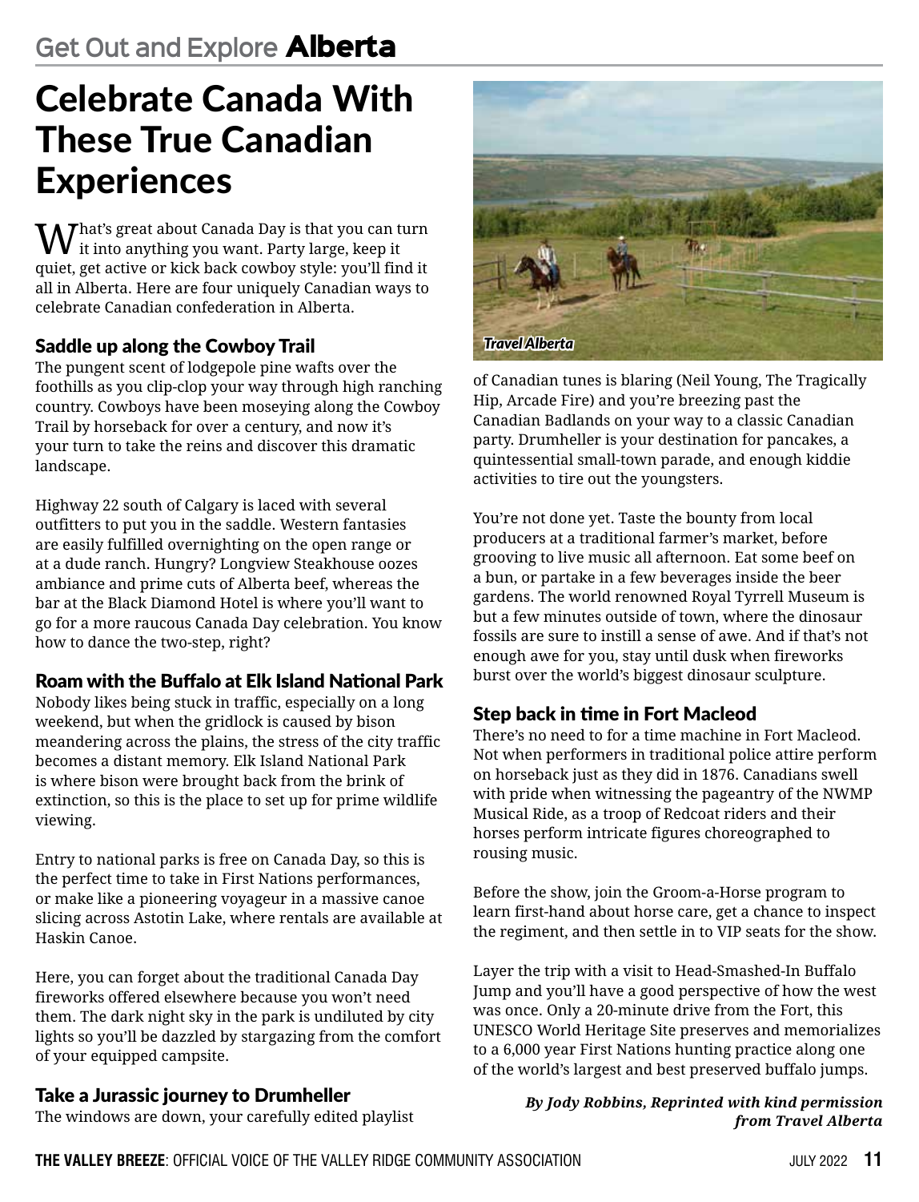# Celebrate Canada With These True Canadian Experiences

What's great about Canada Day is that you can turn it into anything you want. Party large, keep it quiet, get active or kick back cowboy style: you'll find it all in Alberta. Here are four uniquely Canadian ways to celebrate Canadian confederation in Alberta.

## Saddle up along the Cowboy Trail

The pungent scent of lodgepole pine wafts over the foothills as you clip-clop your way through high ranching country. Cowboys have been moseying along the Cowboy Trail by horseback for over a century, and now it's your turn to take the reins and discover this dramatic landscape.

Highway 22 south of Calgary is laced with several outfitters to put you in the saddle. Western fantasies are easily fulfilled overnighting on the open range or at a dude ranch. Hungry? Longview Steakhouse oozes ambiance and prime cuts of Alberta beef, whereas the bar at the Black Diamond Hotel is where you'll want to go for a more raucous Canada Day celebration. You know how to dance the two-step, right?

## Roam with the Buffalo at Elk Island National Park

Nobody likes being stuck in traffic, especially on a long weekend, but when the gridlock is caused by bison meandering across the plains, the stress of the city traffic becomes a distant memory. Elk Island National Park is where bison were brought back from the brink of extinction, so this is the place to set up for prime wildlife viewing.

Entry to national parks is free on Canada Day, so this is the perfect time to take in First Nations performances, or make like a pioneering voyageur in a massive canoe slicing across Astotin Lake, where rentals are available at Haskin Canoe.

Here, you can forget about the traditional Canada Day fireworks offered elsewhere because you won't need them. The dark night sky in the park is undiluted by city lights so you'll be dazzled by stargazing from the comfort of your equipped campsite.

## Take a Jurassic journey to Drumheller

The windows are down, your carefully edited playlist of Canadian tunes is blaring (Neil Young, The Tragically Hip, Arcade Fire) and you're breezing past the Canadian Badlands on your way to a classic Canadian party. Drumheller is your destination for pancakes, a quintessential small-town parade, and enough kiddie activities to tire out the youngsters.

You're not done yet. Taste the bounty from local producers at a traditional farmer's market, before grooving to live music all afternoon. Eat some beef on a bun, or partake in a few beverages inside the beer gardens. The world renowned Royal Tyrrell Museum is but a few minutes outside of town, where the dinosaur fossils are sure to instill a sense of awe. And if that's not enough awe for you, stay until dusk when fireworks burst over the world's biggest dinosaur sculpture.

*Travel Alberta*

## Step back in time in Fort Macleod

There's no need to for a time machine in Fort Macleod. Not when performers in traditional police attire perform on horseback just as they did in 1876. Canadians swell with pride when witnessing the pageantry of the NWMP Musical Ride, as a troop of Redcoat riders and their horses perform intricate figures choreographed to rousing music.

Before the show, join the Groom-a-Horse program to learn first-hand about horse care, get a chance to inspect the regiment, and then settle in to VIP seats for the show.

Layer the trip with a visit to Head-Smashed-In Buffalo Jump and you'll have a good perspective of how the west was once. Only a 20-minute drive from the Fort, this UNESCO World Heritage Site preserves and memorializes to a 6,000 year First Nations hunting practice along one of the world's largest and best preserved buffalo jumps.

***By Jody Robbins, Reprinted with kind permission from Travel Alberta***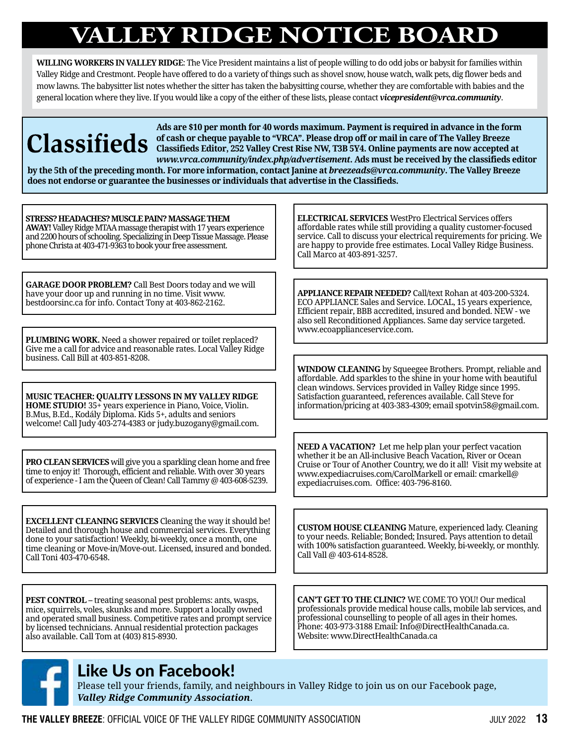# VALLEY RIDGE NOTICE BOARD

**WILLING WORKERS IN VALLEY RIDGE**: The Vice President maintains a list of people willing to do odd jobs or babysit for families within Valley Ridge and Crestmont. People have offered to do a variety of things such as shovel snow, house watch, walk pets, dig flower beds and mow lawns. The babysitter list notes whether the sitter has taken the babysitting course, whether they are comfortable with babies and the general location where they live. If you would like a copy of the either of these lists, please contact ***vicepresident@vrca.community***.

## Classifieds

**Ads are $10 per month for 40 words maximum. Payment is required in advance in the form of cash or cheque payable to "VRCA". Please drop off or mail in care of The Valley Breeze Classifieds Editor, 252 Valley Crest Rise NW, T3B 5Y4. Online payments are now accepted at *www.vrca.community/index.php/advertisement*. Ads must be received by the classifieds editor by the 5th of the preceding month. For more information, contact Janine at *breezeads@vrca.community*. The Valley Breeze does not endorse or guarantee the businesses or individuals that advertise in the Classifieds.**

**STRESS? HEADACHES? MUSCLE PAIN? MASSAGE THEM AWAY!** Valley Ridge MTAA massage therapist with 17 years experience and 2200 hours of schooling. Specializing in Deep Tissue Massage. Please phone Christa at 403-471-9363 to book your free assessment.

**GARAGE DOOR PROBLEM?** Call Best Doors today and we will have your door up and running in no time. Visit www. bestdoorsinc.ca for info. Contact Tony at 403-862-2162.

**PLUMBING WORK.** Need a shower repaired or toilet replaced? Give me a call for advice and reasonable rates. Local Valley Ridge business. Call Bill at 403-851-8208.

**MUSIC TEACHER: QUALITY LESSONS IN MY VALLEY RIDGE HOME STUDIO!** 35+ years experience in Piano, Voice, Violin. B.Mus, B.Ed., Kodály Diploma. Kids 5+, adults and seniors welcome! Call Judy 403-274-4383 or judy.buzogany@gmail.com.

**PRO CLEAN SERVICES** will give you a sparkling clean home and free time to enjoy it! Thorough, efficient and reliable. With over 30 years of experience - I am the Queen of Clean! Call Tammy @ 403-608-5239.

**EXCELLENT CLEANING SERVICES** Cleaning the way it should be! Detailed and thorough house and commercial services. Everything done to your satisfaction! Weekly, bi-weekly, once a month, one time cleaning or Move-in/Move-out. Licensed, insured and bonded. Call Toni 403-470-6548.

**PEST CONTROL** – treating seasonal pest problems: ants, wasps, mice, squirrels, voles, skunks and more. Support a locally owned and operated small business. Competitive rates and prompt service by licensed technicians. Annual residential protection packages also available. Call Tom at (403) 815-8930.

**ELECTRICAL SERVICES** WestPro Electrical Services offers affordable rates while still providing a quality customer-focused service. Call to discuss your electrical requirements for pricing. We are happy to provide free estimates. Local Valley Ridge Business. Call Marco at 403-891-3257.

**APPLIANCE REPAIR NEEDED?** Call/text Rohan at 403-200-5324. ECO APPLIANCE Sales and Service. LOCAL, 15 years experience, Efficient repair, BBB accredited, insured and bonded. NEW - we also sell Reconditioned Appliances. Same day service targeted. www.ecoapplianceservice.com.

**WINDOW CLEANING** by Squeegee Brothers. Prompt, reliable and affordable. Add sparkles to the shine in your home with beautiful clean windows. Services provided in Valley Ridge since 1995. Satisfaction guaranteed, references available. Call Steve for information/pricing at 403-383-4309; email spotvin58@gmail.com.

**NEED A VACATION?** Let me help plan your perfect vacation whether it be an All-inclusive Beach Vacation, River or Ocean Cruise or Tour of Another Country, we do it all! Visit my website at www.expediacruises.com/CarolMarkell or email: cmarkell@ expediacruises.com. Office: 403-796-8160.

**CUSTOM HOUSE CLEANING** Mature, experienced lady. Cleaning to your needs. Reliable; Bonded; Insured. Pays attention to detail with 100% satisfaction guaranteed. Weekly, bi-weekly, or monthly. Call Vall @ 403-614-8528.

**CAN'T GET TO THE CLINIC?** WE COME TO YOU! Our medical professionals provide medical house calls, mobile lab services, and professional counselling to people of all ages in their homes. Phone: 403-973-3188 Email: Info@DirectHealthCanada.ca. Website: www.DirectHealthCanada.ca

## Like Us on Facebook!

Please tell your friends, family, and neighbours in Valley Ridge to join us on our Facebook page, ***Valley Ridge Community Association***.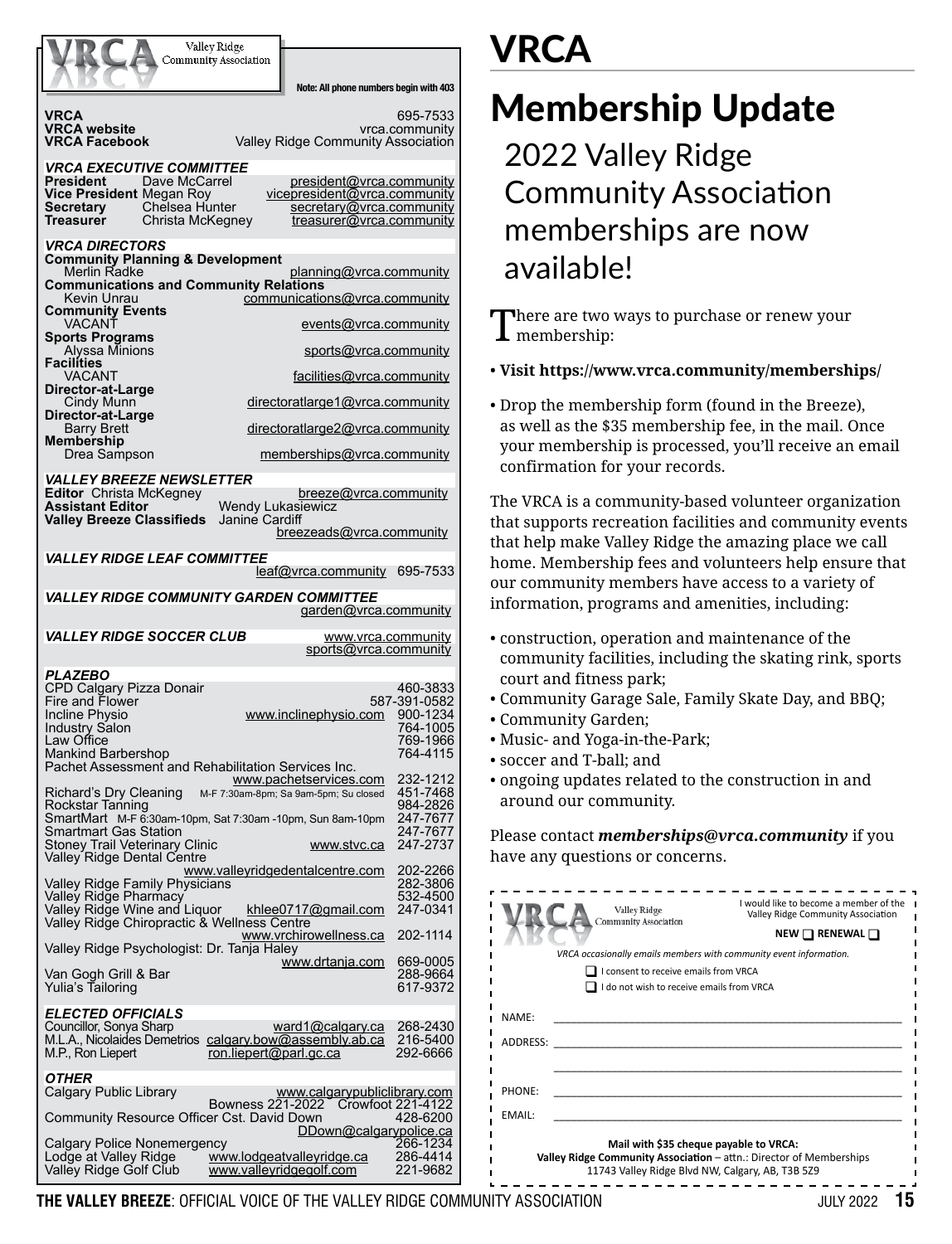Valley Ridge Community Association

Note: All phone numbers begin with 403

| | | |
|---|---|---|
| **VRCA** | | 695-7533 |
| **VRCA website** | | vrca.community |
| **VRCA Facebook** | | Valley Ridge Community Association |

***VRCA EXECUTIVE COMMITTEE***

| | | |
|---|---|---|
| **President** | Dave McCarrel | president@vrca.community |
| **Vice President** | Megan Roy | vicepresident@vrca.community |
| **Secretary** | Chelsea Hunter | secretary@vrca.community |
| **Treasurer** | Christa McKegney | treasurer@vrca.community |

***VRCA DIRECTORS***

| | | |
|---|---|---|
| **Community Planning & Development** | Merlin Radke | planning@vrca.community |
| **Communications and Community Relations** | Kevin Unrau | communications@vrca.community |
| **Community Events** | VACANT | events@vrca.community |
| **Sports Programs** | Alyssa Minions | sports@vrca.community |
| **Facilities** | VACANT | facilities@vrca.community |
| **Director-at-Large** | Cindy Munn | directoratlarge1@vrca.community |
| **Director-at-Large** | Barry Brett | directoratlarge2@vrca.community |
| **Membership** | Drea Sampson | memberships@vrca.community |

***VALLEY BREEZE NEWSLETTER***

| | | |
|---|---|---|
| **Editor** | Christa McKegney | breeze@vrca.community |
| **Assistant Editor** | Wendy Lukasiewicz | |
| **Valley Breeze Classifieds** | Janine Cardiff | breezeads@vrca.community |

***VALLEY RIDGE LEAF COMMITTEE***

leaf@vrca.community 695-7533

***VALLEY RIDGE COMMUNITY GARDEN COMMITTEE***

garden@vrca.community

***VALLEY RIDGE SOCCER CLUB***

www.vrca.community
sports@vrca.community

***PLAZEBO***

| | | |
|---|---|---|
| CPD Calgary Pizza Donair | | 460-3833 |
| Fire and Flower | | 587-391-0582 |
| Incline Physio | www.inclinephysio.com | 900-1234 |
| Industry Salon | | 764-1005 |
| Law Office | | 769-1966 |
| Mankind Barbershop | | 764-4115 |
| Pachet Assessment and Rehabilitation Services Inc. | www.pachetservices.com | 232-1212 |
| Richard's Dry Cleaning | M-F 7:30am-8pm; Sa 9am-5pm; Su closed | 451-7468 |
| Rockstar Tanning | | 984-2826 |
| SmartMart | M-F 6:30am-10pm, Sat 7:30am -10pm, Sun 8am-10pm | 247-7677 |
| Smartmart Gas Station | | 247-7677 |
| Stoney Trail Veterinary Clinic | www.stvc.ca | 247-2737 |
| Valley Ridge Dental Centre | www.valleyridgedentalcentre.com | 202-2266 |
| Valley Ridge Family Physicians | | 282-3806 |
| Valley Ridge Pharmacy | | 532-4500 |
| Valley Ridge Wine and Liquor | khlee0717@gmail.com | 247-0341 |
| Valley Ridge Chiropractic & Wellness Centre | www.vrchirowellness.ca | 202-1114 |
| Valley Ridge Psychologist: Dr. Tanja Haley | www.drtanja.com | 669-0005 |
| Van Gogh Grill & Bar | | 288-9664 |
| Yulia's Tailoring | | 617-9372 |

***ELECTED OFFICIALS***

| | | |
|---|---|---|
| Councillor, Sonya Sharp | ward1@calgary.ca | 268-2430 |
| M.L.A., Nicolaides Demetrios | calgary.bow@assembly.ab.ca | 216-5400 |
| M.P., Ron Liepert | ron.liepert@parl.gc.ca | 292-6666 |

***OTHER***

| | | |
|---|---|---|
| Calgary Public Library | www.calgarypubliclibrary.com | Bowness 221-2022 Crowfoot 221-4122 |
| Community Resource Officer Cst. David Down | DDown@calgarypolice.ca | 428-6200 |
| Calgary Police Nonemergency | | 266-1234 |
| Lodge at Valley Ridge | www.lodgeatvalleyridge.ca | 286-4414 |
| Valley Ridge Golf Club | www.valleyridgegolf.com | 221-9682 |

# VRCA

## Membership Update

2022 Valley Ridge Community Association memberships are now available!

There are two ways to purchase or renew your membership:

- **Visit https://www.vrca.community/memberships/**
- Drop the membership form (found in the Breeze), as well as the $35 membership fee, in the mail. Once your membership is processed, you'll receive an email confirmation for your records.

The VRCA is a community-based volunteer organization that supports recreation facilities and community events that help make Valley Ridge the amazing place we call home. Membership fees and volunteers help ensure that our community members have access to a variety of information, programs and amenities, including:

- construction, operation and maintenance of the community facilities, including the skating rink, sports court and fitness park;
- Community Garage Sale, Family Skate Day, and BBQ;
- Community Garden;
- Music- and Yoga-in-the-Park;
- soccer and T-ball; and
- ongoing updates related to the construction in and around our community.

Please contact ***memberships@vrca.community*** if you have any questions or concerns.

Valley Ridge Community Association

I would like to become a member of the Valley Ridge Community Association

**NEW** ❑ **RENEWAL** ❑

*VRCA occasionally emails members with community event information.*

❑ I consent to receive emails from VRCA
❑ I do not wish to receive emails from VRCA

NAME: ____________________

ADDRESS: ____________________

____________________

PHONE: ____________________

EMAIL: ____________________

**Mail with $35 cheque payable to VRCA:**
**Valley Ridge Community Association** – attn.: Director of Memberships
11743 Valley Ridge Blvd NW, Calgary, AB, T3B 5Z9